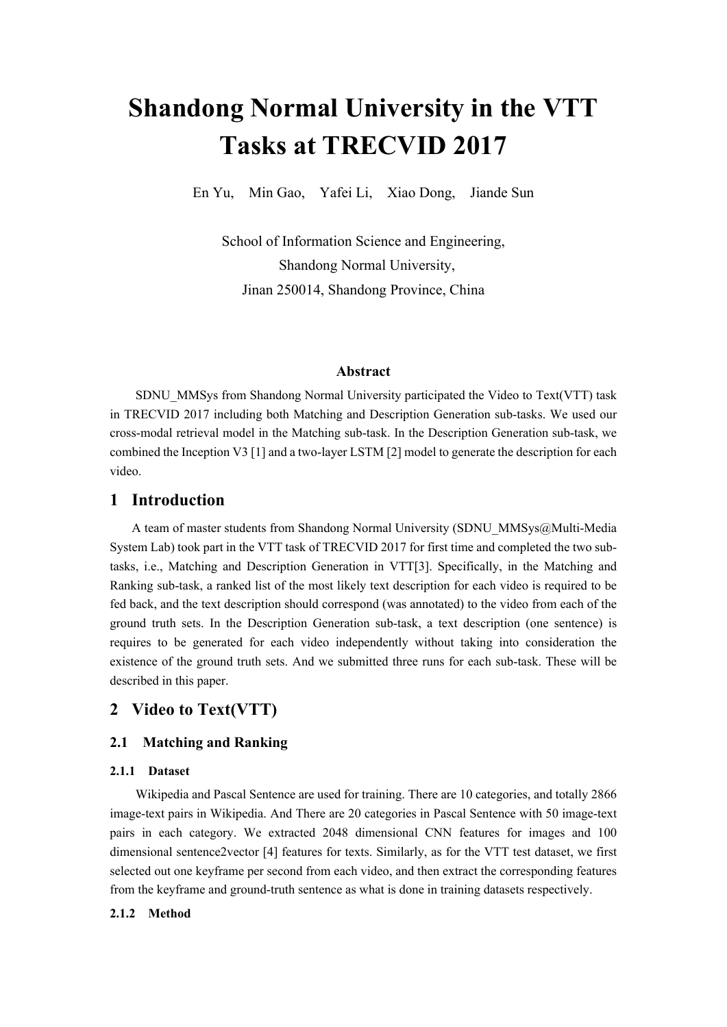# Shandong Normal University in the VTT Tasks at TRECVID 2017

En Yu, Min Gao, Yafei Li, Xiao Dong, Jiande Sun

School of Information Science and Engineering,
Shandong Normal University,
Jinan 250014, Shandong Province, China

### Abstract

SDNU_MMSys from Shandong Normal University participated the Video to Text(VTT) task in TRECVID 2017 including both Matching and Description Generation sub-tasks. We used our cross-modal retrieval model in the Matching sub-task. In the Description Generation sub-task, we combined the Inception V3 [1] and a two-layer LSTM [2] model to generate the description for each video.

## 1 Introduction

A team of master students from Shandong Normal University (SDNU_MMSys@Multi-Media System Lab) took part in the VTT task of TRECVID 2017 for first time and completed the two sub-tasks, i.e., Matching and Description Generation in VTT[3]. Specifically, in the Matching and Ranking sub-task, a ranked list of the most likely text description for each video is required to be fed back, and the text description should correspond (was annotated) to the video from each of the ground truth sets. In the Description Generation sub-task, a text description (one sentence) is requires to be generated for each video independently without taking into consideration the existence of the ground truth sets. And we submitted three runs for each sub-task. These will be described in this paper.

## 2 Video to Text(VTT)

### 2.1 Matching and Ranking

#### 2.1.1 Dataset

Wikipedia and Pascal Sentence are used for training. There are 10 categories, and totally 2866 image-text pairs in Wikipedia. And There are 20 categories in Pascal Sentence with 50 image-text pairs in each category. We extracted 2048 dimensional CNN features for images and 100 dimensional sentence2vector [4] features for texts. Similarly, as for the VTT test dataset, we first selected out one keyframe per second from each video, and then extract the corresponding features from the keyframe and ground-truth sentence as what is done in training datasets respectively.

#### 2.1.2 Method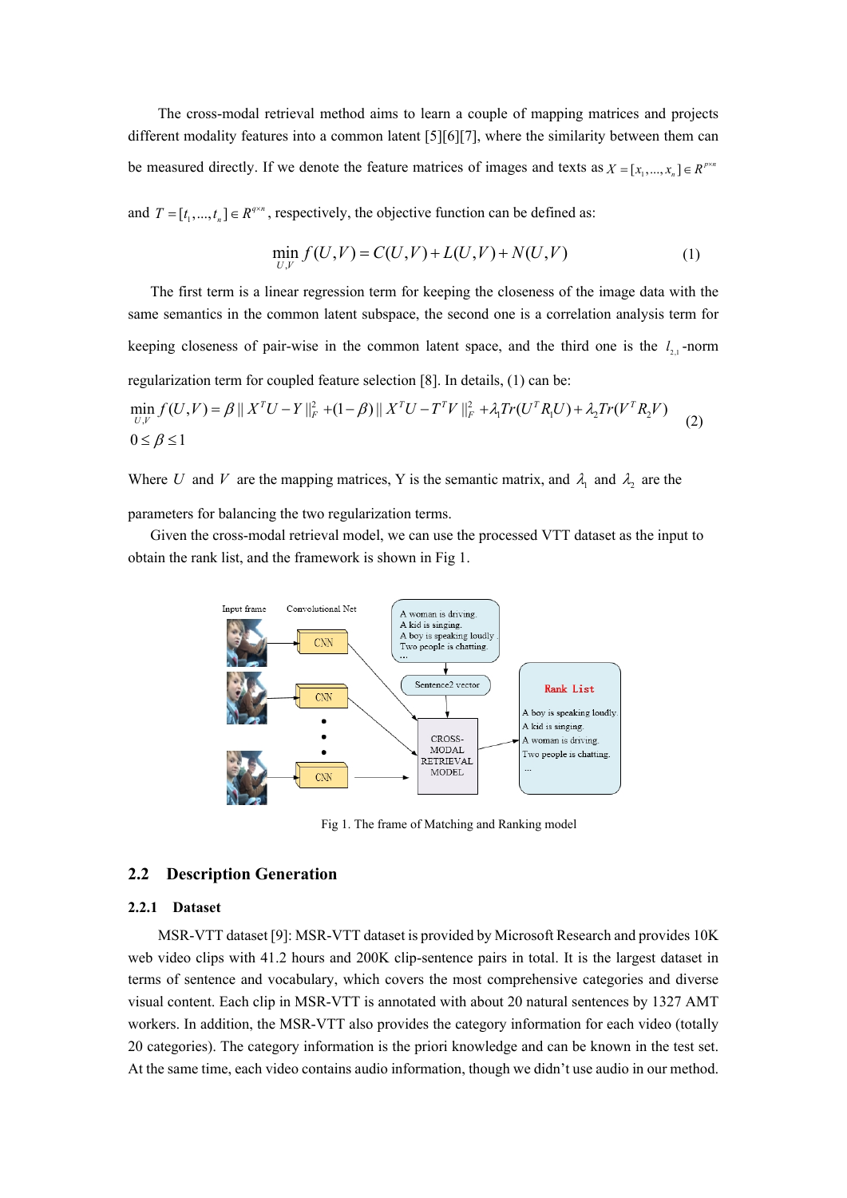The cross-modal retrieval method aims to learn a couple of mapping matrices and projects different modality features into a common latent [5][6][7], where the similarity between them can be measured directly. If we denote the feature matrices of images and texts as $X = [x_1, ..., x_n] \in R^{p \times n}$ and $T = [t_1, ..., t_n] \in R^{q \times n}$, respectively, the objective function can be defined as:

$$\min_{U,V} f(U,V) = C(U,V) + L(U,V) + N(U,V) \tag{1}$$

The first term is a linear regression term for keeping the closeness of the image data with the same semantics in the common latent subspace, the second one is a correlation analysis term for keeping closeness of pair-wise in the common latent space, and the third one is the $l_{2,1}$-norm regularization term for coupled feature selection [8]. In details, (1) can be:

$$\min_{U,V} f(U,V) = \beta \| X^T U - Y \|_F^2 + (1-\beta) \| X^T U - T^T V \|_F^2 + \lambda_1 Tr(U^T R_1 U) + \lambda_2 Tr(V^T R_2 V) \\ 0 \le \beta \le 1 \tag{2}$$

Where $U$ and $V$ are the mapping matrices, Y is the semantic matrix, and $\lambda_1$ and $\lambda_2$ are the parameters for balancing the two regularization terms.

Given the cross-modal retrieval model, we can use the processed VTT dataset as the input to obtain the rank list, and the framework is shown in Fig 1.

Fig 1. The frame of Matching and Ranking model

## 2.2 Description Generation

### 2.2.1 Dataset

MSR-VTT dataset [9]: MSR-VTT dataset is provided by Microsoft Research and provides 10K web video clips with 41.2 hours and 200K clip-sentence pairs in total. It is the largest dataset in terms of sentence and vocabulary, which covers the most comprehensive categories and diverse visual content. Each clip in MSR-VTT is annotated with about 20 natural sentences by 1327 AMT workers. In addition, the MSR-VTT also provides the category information for each video (totally 20 categories). The category information is the priori knowledge and can be known in the test set. At the same time, each video contains audio information, though we didn't use audio in our method.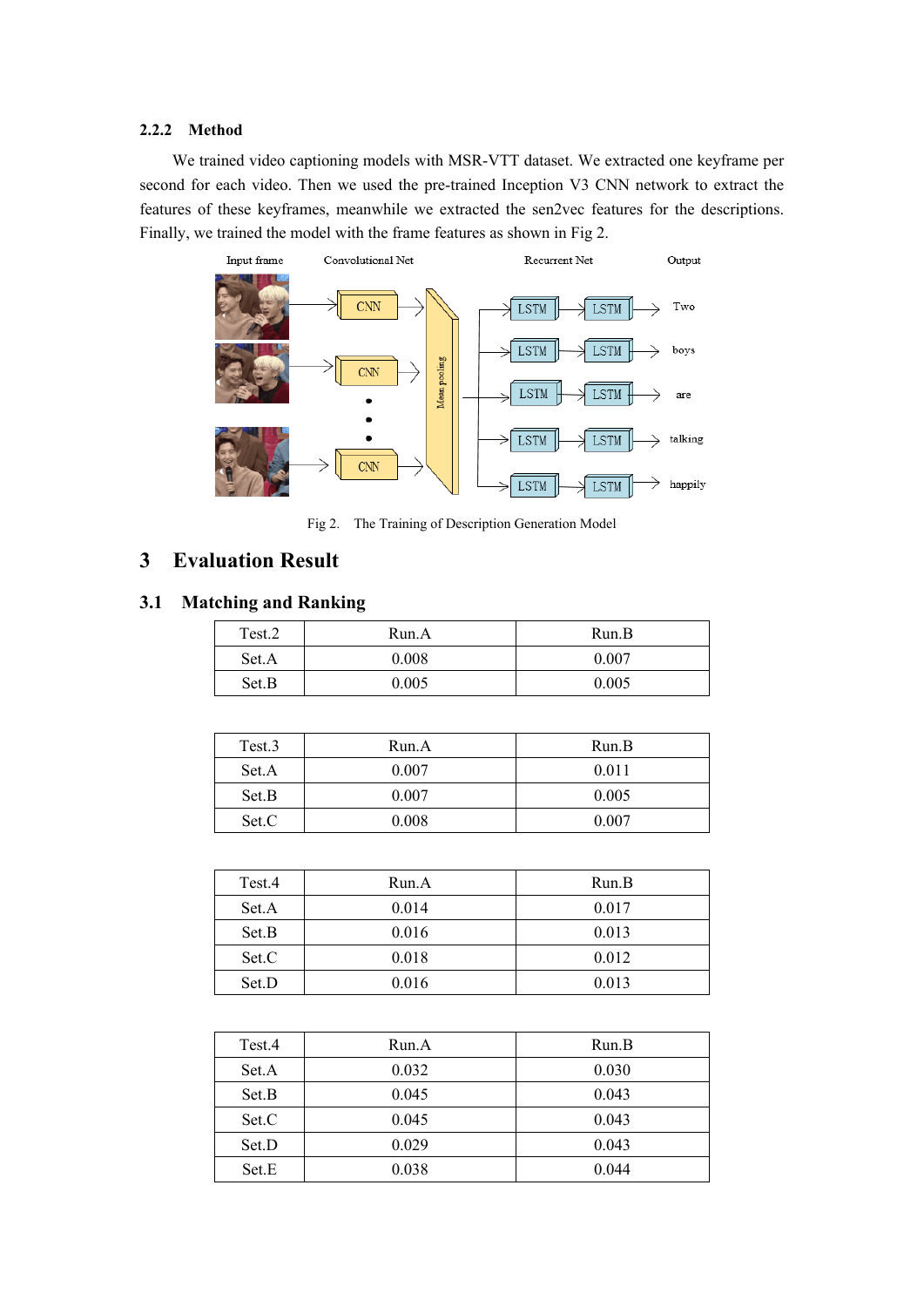### 2.2.2 Method

We trained video captioning models with MSR-VTT dataset. We extracted one keyframe per second for each video. Then we used the pre-trained Inception V3 CNN network to extract the features of these keyframes, meanwhile we extracted the sen2vec features for the descriptions. Finally, we trained the model with the frame features as shown in Fig 2.

Fig 2. The Training of Description Generation Model

# 3 Evaluation Result

## 3.1 Matching and Ranking

| Test.2 | Run.A | Run.B |
|---|---|---|
| Set.A | 0.008 | 0.007 |
| Set.B | 0.005 | 0.005 |

| Test.3 | Run.A | Run.B |
|---|---|---|
| Set.A | 0.007 | 0.011 |
| Set.B | 0.007 | 0.005 |
| Set.C | 0.008 | 0.007 |

| Test.4 | Run.A | Run.B |
|---|---|---|
| Set.A | 0.014 | 0.017 |
| Set.B | 0.016 | 0.013 |
| Set.C | 0.018 | 0.012 |
| Set.D | 0.016 | 0.013 |

| Test.4 | Run.A | Run.B |
|---|---|---|
| Set.A | 0.032 | 0.030 |
| Set.B | 0.045 | 0.043 |
| Set.C | 0.045 | 0.043 |
| Set.D | 0.029 | 0.043 |
| Set.E | 0.038 | 0.044 |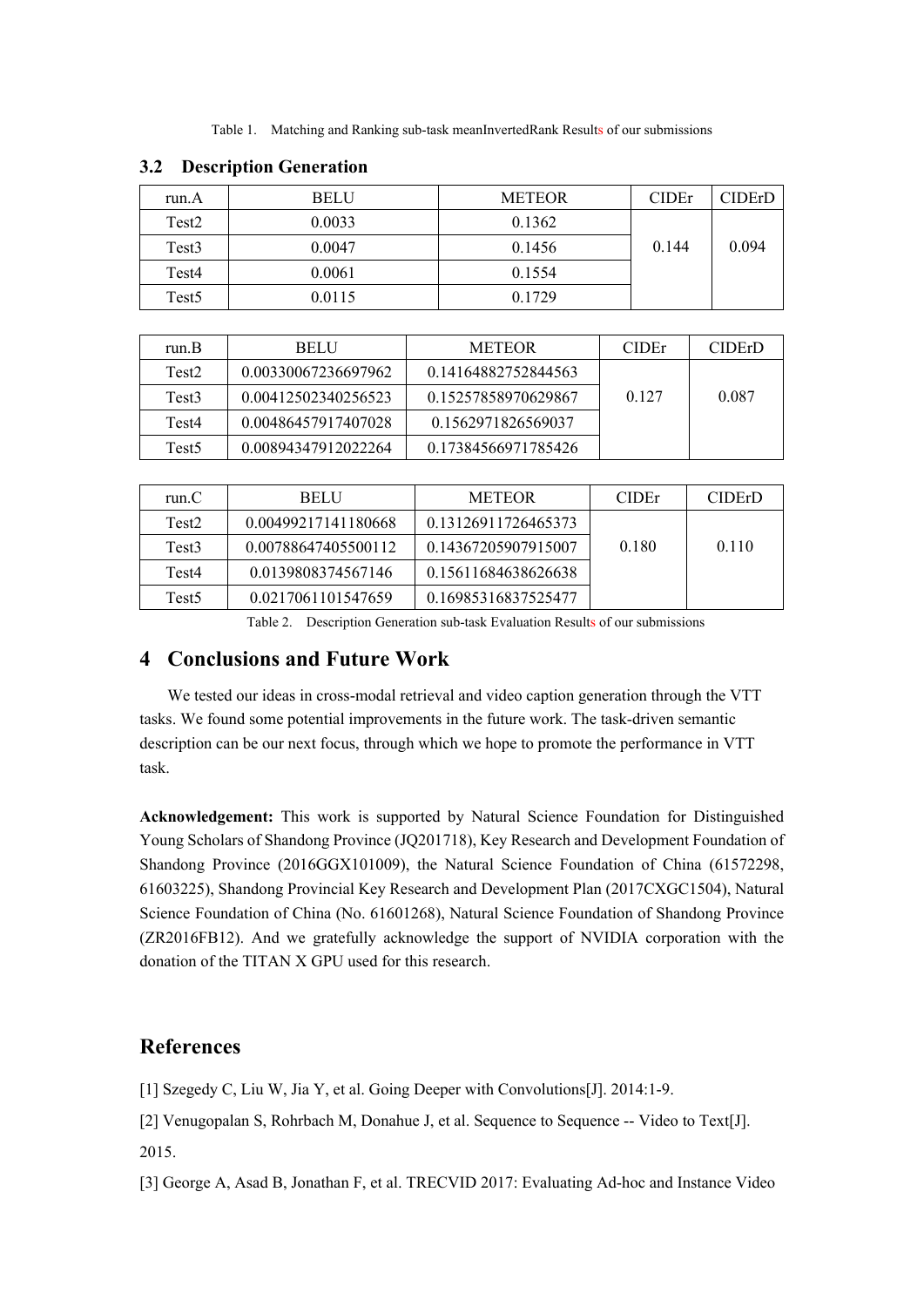Table 1. Matching and Ranking sub-task meanInvertedRank Results of our submissions

### 3.2 Description Generation

| run.A | BELU | METEOR | CIDEr | CIDErD |
|---|---|---|---|---|
| Test2 | 0.0033 | 0.1362 | 0.144 | 0.094 |
| Test3 | 0.0047 | 0.1456 | | |
| Test4 | 0.0061 | 0.1554 | | |
| Test5 | 0.0115 | 0.1729 | | |

| run.B | BELU | METEOR | CIDEr | CIDErD |
|---|---|---|---|---|
| Test2 | 0.00330067236697962 | 0.14164882752844563 | 0.127 | 0.087 |
| Test3 | 0.00412502340256523 | 0.15257858970629867 | | |
| Test4 | 0.00486457917407028 | 0.1562971826569037 | | |
| Test5 | 0.00894347912022264 | 0.17384566971785426 | | |

| run.C | BELU | METEOR | CIDEr | CIDErD |
|---|---|---|---|---|
| Test2 | 0.00499217141180668 | 0.13126911726465373 | 0.180 | 0.110 |
| Test3 | 0.00788647405500112 | 0.14367205907915007 | | |
| Test4 | 0.0139808374567146 | 0.15611684638626638 | | |
| Test5 | 0.0217061101547659 | 0.16985316837525477 | | |

Table 2. Description Generation sub-task Evaluation Results of our submissions

## 4 Conclusions and Future Work

We tested our ideas in cross-modal retrieval and video caption generation through the VTT tasks. We found some potential improvements in the future work. The task-driven semantic description can be our next focus, through which we hope to promote the performance in VTT task.

**Acknowledgement:** This work is supported by Natural Science Foundation for Distinguished Young Scholars of Shandong Province (JQ201718), Key Research and Development Foundation of Shandong Province (2016GGX101009), the Natural Science Foundation of China (61572298, 61603225), Shandong Provincial Key Research and Development Plan (2017CXGC1504), Natural Science Foundation of China (No. 61601268), Natural Science Foundation of Shandong Province (ZR2016FB12). And we gratefully acknowledge the support of NVIDIA corporation with the donation of the TITAN X GPU used for this research.

## References

[1] Szegedy C, Liu W, Jia Y, et al. Going Deeper with Convolutions[J]. 2014:1-9.

[2] Venugopalan S, Rohrbach M, Donahue J, et al. Sequence to Sequence -- Video to Text[J]. 2015.

[3] George A, Asad B, Jonathan F, et al. TRECVID 2017: Evaluating Ad-hoc and Instance Video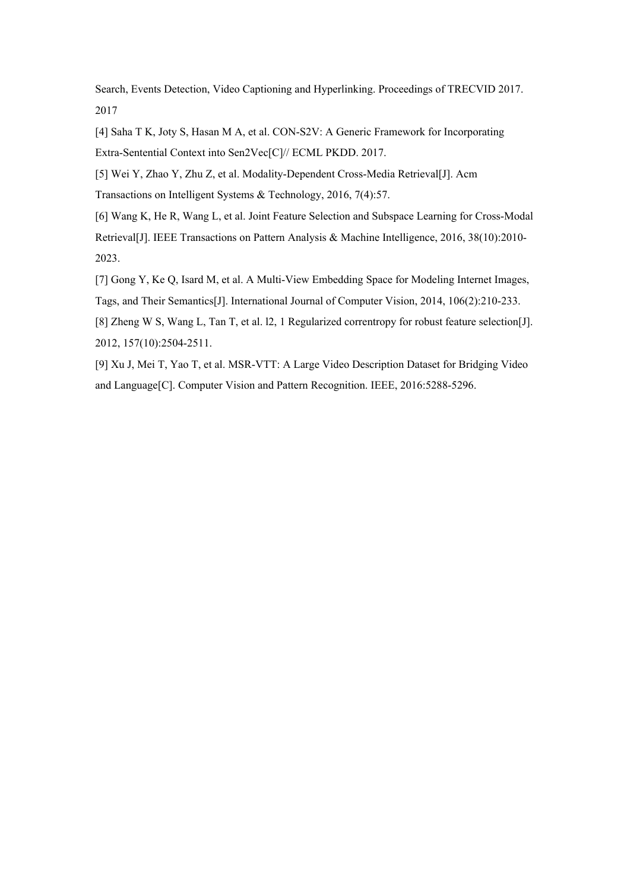Search, Events Detection, Video Captioning and Hyperlinking. Proceedings of TRECVID 2017. 2017

[4] Saha T K, Joty S, Hasan M A, et al. CON-S2V: A Generic Framework for Incorporating Extra-Sentential Context into Sen2Vec[C]// ECML PKDD. 2017.

[5] Wei Y, Zhao Y, Zhu Z, et al. Modality-Dependent Cross-Media Retrieval[J]. Acm Transactions on Intelligent Systems & Technology, 2016, 7(4):57.

[6] Wang K, He R, Wang L, et al. Joint Feature Selection and Subspace Learning for Cross-Modal Retrieval[J]. IEEE Transactions on Pattern Analysis & Machine Intelligence, 2016, 38(10):2010-2023.

[7] Gong Y, Ke Q, Isard M, et al. A Multi-View Embedding Space for Modeling Internet Images, Tags, and Their Semantics[J]. International Journal of Computer Vision, 2014, 106(2):210-233.

[8] Zheng W S, Wang L, Tan T, et al. l2, 1 Regularized correntropy for robust feature selection[J]. 2012, 157(10):2504-2511.

[9] Xu J, Mei T, Yao T, et al. MSR-VTT: A Large Video Description Dataset for Bridging Video and Language[C]. Computer Vision and Pattern Recognition. IEEE, 2016:5288-5296.